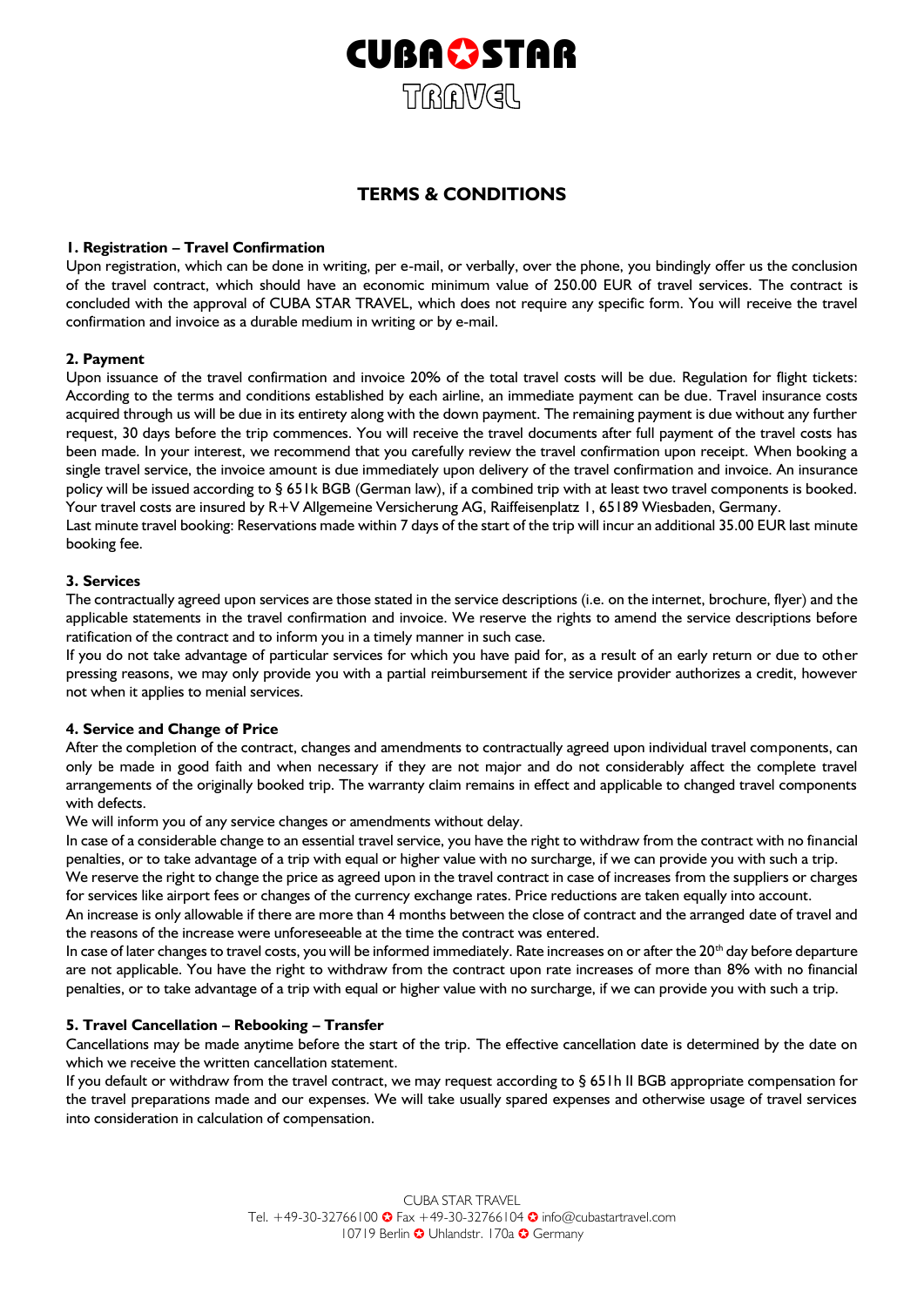# CUBA STAR TRAVEL

## TERMS & CONDITIONS

### 1. Registration – Travel Confirmation

Upon registration, which can be done in writing, per e-mail, or verbally, over the phone, you bindingly offer us the conclusion of the travel contract, which should have an economic minimum value of 250.00 EUR of travel services. The contract is concluded with the approval of CUBA STAR TRAVEL, which does not require any specific form. You will receive the travel confirmation and invoice as a durable medium in writing or by e-mail.

### 2. Payment

Upon issuance of the travel confirmation and invoice 20% of the total travel costs will be due. Regulation for flight tickets: According to the terms and conditions established by each airline, an immediate payment can be due. Travel insurance costs acquired through us will be due in its entirety along with the down payment. The remaining payment is due without any further request, 30 days before the trip commences. You will receive the travel documents after full payment of the travel costs has been made. In your interest, we recommend that you carefully review the travel confirmation upon receipt. When booking a single travel service, the invoice amount is due immediately upon delivery of the travel confirmation and invoice. An insurance policy will be issued according to § 651k BGB (German law), if a combined trip with at least two travel components is booked. Your travel costs are insured by R+V Allgemeine Versicherung AG, Raiffeisenplatz 1, 65189 Wiesbaden, Germany.

Last minute travel booking: Reservations made within 7 days of the start of the trip will incur an additional 35.00 EUR last minute booking fee.

### 3. Services

The contractually agreed upon services are those stated in the service descriptions (i.e. on the internet, brochure, flyer) and the applicable statements in the travel confirmation and invoice. We reserve the rights to amend the service descriptions before ratification of the contract and to inform you in a timely manner in such case.

If you do not take advantage of particular services for which you have paid for, as a result of an early return or due to other pressing reasons, we may only provide you with a partial reimbursement if the service provider authorizes a credit, however not when it applies to menial services.

### 4. Service and Change of Price

After the completion of the contract, changes and amendments to contractually agreed upon individual travel components, can only be made in good faith and when necessary if they are not major and do not considerably affect the complete travel arrangements of the originally booked trip. The warranty claim remains in effect and applicable to changed travel components with defects.

We will inform you of any service changes or amendments without delay.

In case of a considerable change to an essential travel service, you have the right to withdraw from the contract with no financial penalties, or to take advantage of a trip with equal or higher value with no surcharge, if we can provide you with such a trip.

We reserve the right to change the price as agreed upon in the travel contract in case of increases from the suppliers or charges for services like airport fees or changes of the currency exchange rates. Price reductions are taken equally into account.

An increase is only allowable if there are more than 4 months between the close of contract and the arranged date of travel and the reasons of the increase were unforeseeable at the time the contract was entered.

In case of later changes to travel costs, you will be informed immediately. Rate increases on or after the 20th day before departure are not applicable. You have the right to withdraw from the contract upon rate increases of more than 8% with no financial penalties, or to take advantage of a trip with equal or higher value with no surcharge, if we can provide you with such a trip.

### 5. Travel Cancellation – Rebooking – Transfer

Cancellations may be made anytime before the start of the trip. The effective cancellation date is determined by the date on which we receive the written cancellation statement.

If you default or withdraw from the travel contract, we may request according to § 651h II BGB appropriate compensation for the travel preparations made and our expenses. We will take usually spared expenses and otherwise usage of travel services into consideration in calculation of compensation.

CUBA STAR TRAVEL
Tel. +49-30-32766100 ✪ Fax +49-30-32766104 ✪ info@cubastartravel.com
10719 Berlin ✪ Uhlandstr. 170a ✪ Germany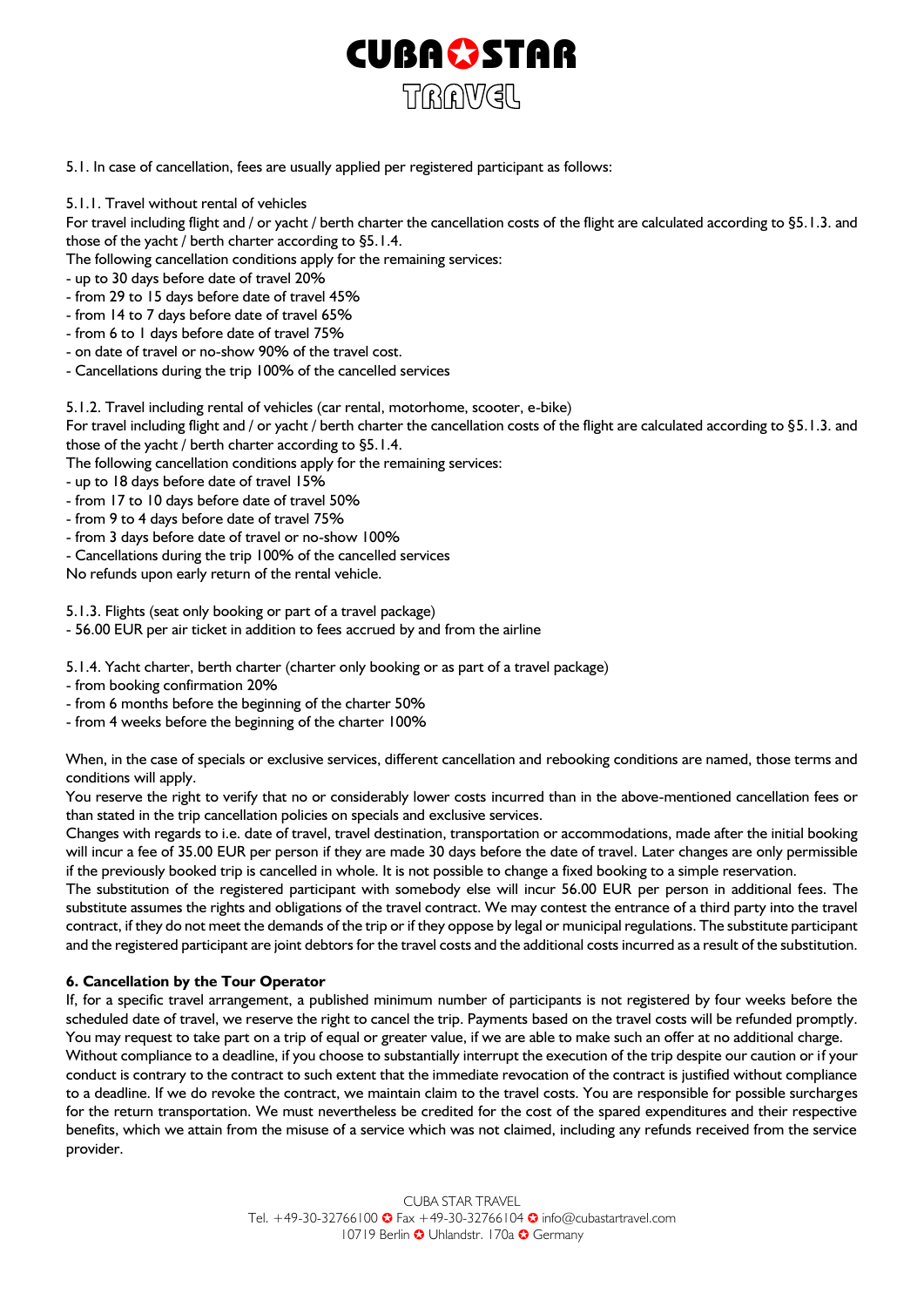5.1. In case of cancellation, fees are usually applied per registered participant as follows:

5.1.1. Travel without rental of vehicles
For travel including flight and / or yacht / berth charter the cancellation costs of the flight are calculated according to §5.1.3. and those of the yacht / berth charter according to §5.1.4.
The following cancellation conditions apply for the remaining services:
- up to 30 days before date of travel 20%
- from 29 to 15 days before date of travel 45%
- from 14 to 7 days before date of travel 65%
- from 6 to 1 days before date of travel 75%
- on date of travel or no-show 90% of the travel cost.
- Cancellations during the trip 100% of the cancelled services

5.1.2. Travel including rental of vehicles (car rental, motorhome, scooter, e-bike)
For travel including flight and / or yacht / berth charter the cancellation costs of the flight are calculated according to §5.1.3. and those of the yacht / berth charter according to §5.1.4.
The following cancellation conditions apply for the remaining services:
- up to 18 days before date of travel 15%
- from 17 to 10 days before date of travel 50%
- from 9 to 4 days before date of travel 75%
- from 3 days before date of travel or no-show 100%
- Cancellations during the trip 100% of the cancelled services
No refunds upon early return of the rental vehicle.

5.1.3. Flights (seat only booking or part of a travel package)
- 56.00 EUR per air ticket in addition to fees accrued by and from the airline

5.1.4. Yacht charter, berth charter (charter only booking or as part of a travel package)
- from booking confirmation 20%
- from 6 months before the beginning of the charter 50%
- from 4 weeks before the beginning of the charter 100%

When, in the case of specials or exclusive services, different cancellation and rebooking conditions are named, those terms and conditions will apply.
You reserve the right to verify that no or considerably lower costs incurred than in the above-mentioned cancellation fees or than stated in the trip cancellation policies on specials and exclusive services.
Changes with regards to i.e. date of travel, travel destination, transportation or accommodations, made after the initial booking will incur a fee of 35.00 EUR per person if they are made 30 days before the date of travel. Later changes are only permissible if the previously booked trip is cancelled in whole. It is not possible to change a fixed booking to a simple reservation.
The substitution of the registered participant with somebody else will incur 56.00 EUR per person in additional fees. The substitute assumes the rights and obligations of the travel contract. We may contest the entrance of a third party into the travel contract, if they do not meet the demands of the trip or if they oppose by legal or municipal regulations. The substitute participant and the registered participant are joint debtors for the travel costs and the additional costs incurred as a result of the substitution.

## 6. Cancellation by the Tour Operator

If, for a specific travel arrangement, a published minimum number of participants is not registered by four weeks before the scheduled date of travel, we reserve the right to cancel the trip. Payments based on the travel costs will be refunded promptly. You may request to take part on a trip of equal or greater value, if we are able to make such an offer at no additional charge.
Without compliance to a deadline, if you choose to substantially interrupt the execution of the trip despite our caution or if your conduct is contrary to the contract to such extent that the immediate revocation of the contract is justified without compliance to a deadline. If we do revoke the contract, we maintain claim to the travel costs. You are responsible for possible surcharges for the return transportation. We must nevertheless be credited for the cost of the spared expenditures and their respective benefits, which we attain from the misuse of a service which was not claimed, including any refunds received from the service provider.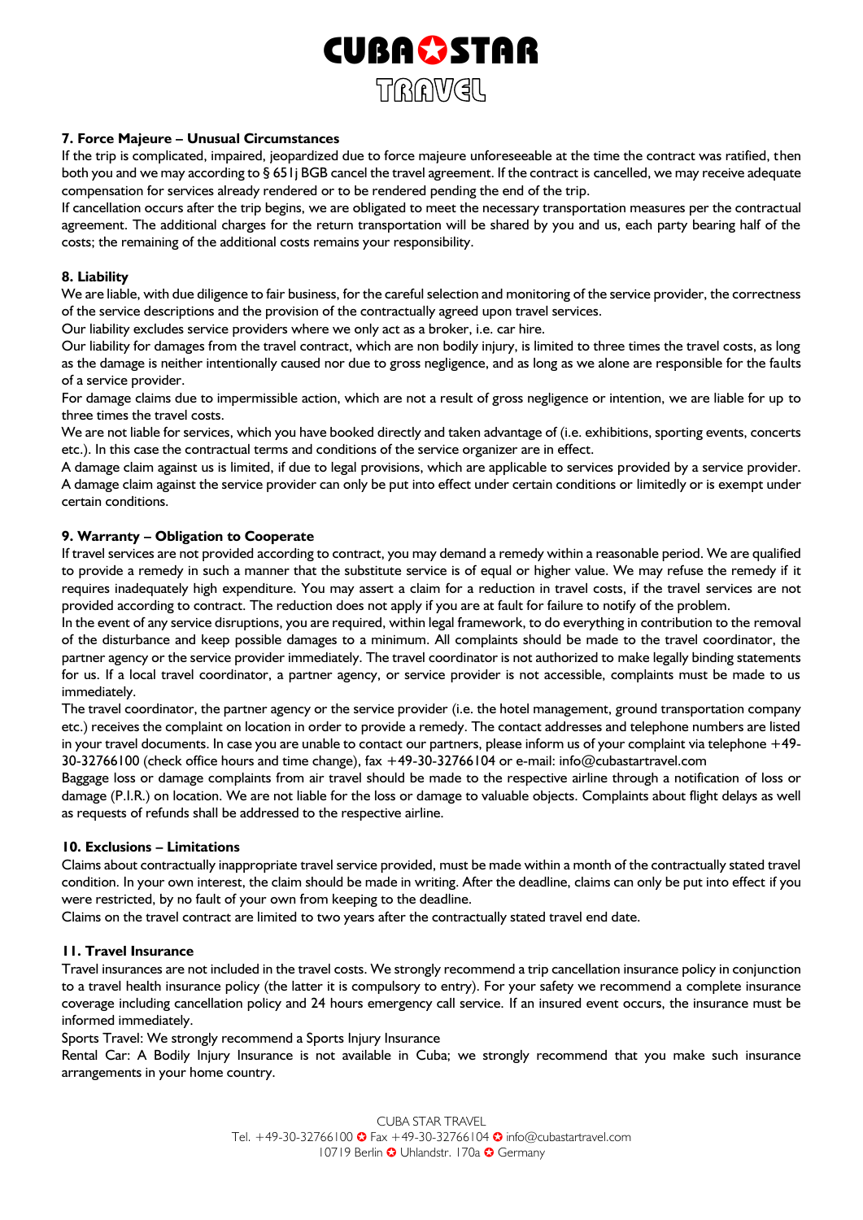**7. Force Majeure – Unusual Circumstances**

If the trip is complicated, impaired, jeopardized due to force majeure unforeseeable at the time the contract was ratified, then both you and we may according to § 651j BGB cancel the travel agreement. If the contract is cancelled, we may receive adequate compensation for services already rendered or to be rendered pending the end of the trip.

If cancellation occurs after the trip begins, we are obligated to meet the necessary transportation measures per the contractual agreement. The additional charges for the return transportation will be shared by you and us, each party bearing half of the costs; the remaining of the additional costs remains your responsibility.

**8. Liability**

We are liable, with due diligence to fair business, for the careful selection and monitoring of the service provider, the correctness of the service descriptions and the provision of the contractually agreed upon travel services.

Our liability excludes service providers where we only act as a broker, i.e. car hire.

Our liability for damages from the travel contract, which are non bodily injury, is limited to three times the travel costs, as long as the damage is neither intentionally caused nor due to gross negligence, and as long as we alone are responsible for the faults of a service provider.

For damage claims due to impermissible action, which are not a result of gross negligence or intention, we are liable for up to three times the travel costs.

We are not liable for services, which you have booked directly and taken advantage of (i.e. exhibitions, sporting events, concerts etc.). In this case the contractual terms and conditions of the service organizer are in effect.

A damage claim against us is limited, if due to legal provisions, which are applicable to services provided by a service provider. A damage claim against the service provider can only be put into effect under certain conditions or limitedly or is exempt under certain conditions.

**9. Warranty – Obligation to Cooperate**

If travel services are not provided according to contract, you may demand a remedy within a reasonable period. We are qualified to provide a remedy in such a manner that the substitute service is of equal or higher value. We may refuse the remedy if it requires inadequately high expenditure. You may assert a claim for a reduction in travel costs, if the travel services are not provided according to contract. The reduction does not apply if you are at fault for failure to notify of the problem.

In the event of any service disruptions, you are required, within legal framework, to do everything in contribution to the removal of the disturbance and keep possible damages to a minimum. All complaints should be made to the travel coordinator, the partner agency or the service provider immediately. The travel coordinator is not authorized to make legally binding statements for us. If a local travel coordinator, a partner agency, or service provider is not accessible, complaints must be made to us immediately.

The travel coordinator, the partner agency or the service provider (i.e. the hotel management, ground transportation company etc.) receives the complaint on location in order to provide a remedy. The contact addresses and telephone numbers are listed in your travel documents. In case you are unable to contact our partners, please inform us of your complaint via telephone +49-30-32766100 (check office hours and time change), fax +49-30-32766104 or e-mail: info@cubastartravel.com

Baggage loss or damage complaints from air travel should be made to the respective airline through a notification of loss or damage (P.I.R.) on location. We are not liable for the loss or damage to valuable objects. Complaints about flight delays as well as requests of refunds shall be addressed to the respective airline.

**10. Exclusions – Limitations**

Claims about contractually inappropriate travel service provided, must be made within a month of the contractually stated travel condition. In your own interest, the claim should be made in writing. After the deadline, claims can only be put into effect if you were restricted, by no fault of your own from keeping to the deadline.

Claims on the travel contract are limited to two years after the contractually stated travel end date.

**11. Travel Insurance**

Travel insurances are not included in the travel costs. We strongly recommend a trip cancellation insurance policy in conjunction to a travel health insurance policy (the latter it is compulsory to entry). For your safety we recommend a complete insurance coverage including cancellation policy and 24 hours emergency call service. If an insured event occurs, the insurance must be informed immediately.

Sports Travel: We strongly recommend a Sports Injury Insurance

Rental Car: A Bodily Injury Insurance is not available in Cuba; we strongly recommend that you make such insurance arrangements in your home country.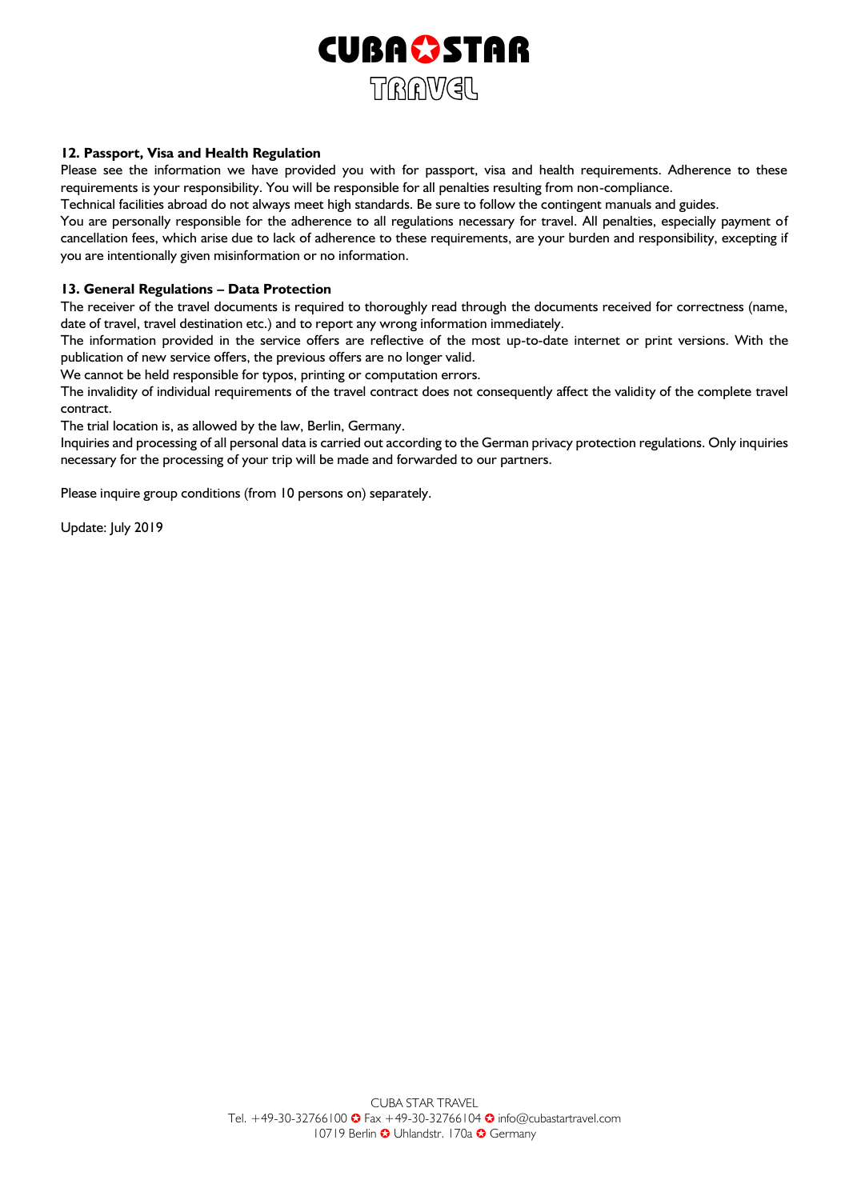### 12. Passport, Visa and Health Regulation

Please see the information we have provided you with for passport, visa and health requirements. Adherence to these requirements is your responsibility. You will be responsible for all penalties resulting from non-compliance.

Technical facilities abroad do not always meet high standards. Be sure to follow the contingent manuals and guides.

You are personally responsible for the adherence to all regulations necessary for travel. All penalties, especially payment of cancellation fees, which arise due to lack of adherence to these requirements, are your burden and responsibility, excepting if you are intentionally given misinformation or no information.

### 13. General Regulations – Data Protection

The receiver of the travel documents is required to thoroughly read through the documents received for correctness (name, date of travel, travel destination etc.) and to report any wrong information immediately.

The information provided in the service offers are reflective of the most up-to-date internet or print versions. With the publication of new service offers, the previous offers are no longer valid.

We cannot be held responsible for typos, printing or computation errors.

The invalidity of individual requirements of the travel contract does not consequently affect the validity of the complete travel contract.

The trial location is, as allowed by the law, Berlin, Germany.

Inquiries and processing of all personal data is carried out according to the German privacy protection regulations. Only inquiries necessary for the processing of your trip will be made and forwarded to our partners.

Please inquire group conditions (from 10 persons on) separately.

Update: July 2019